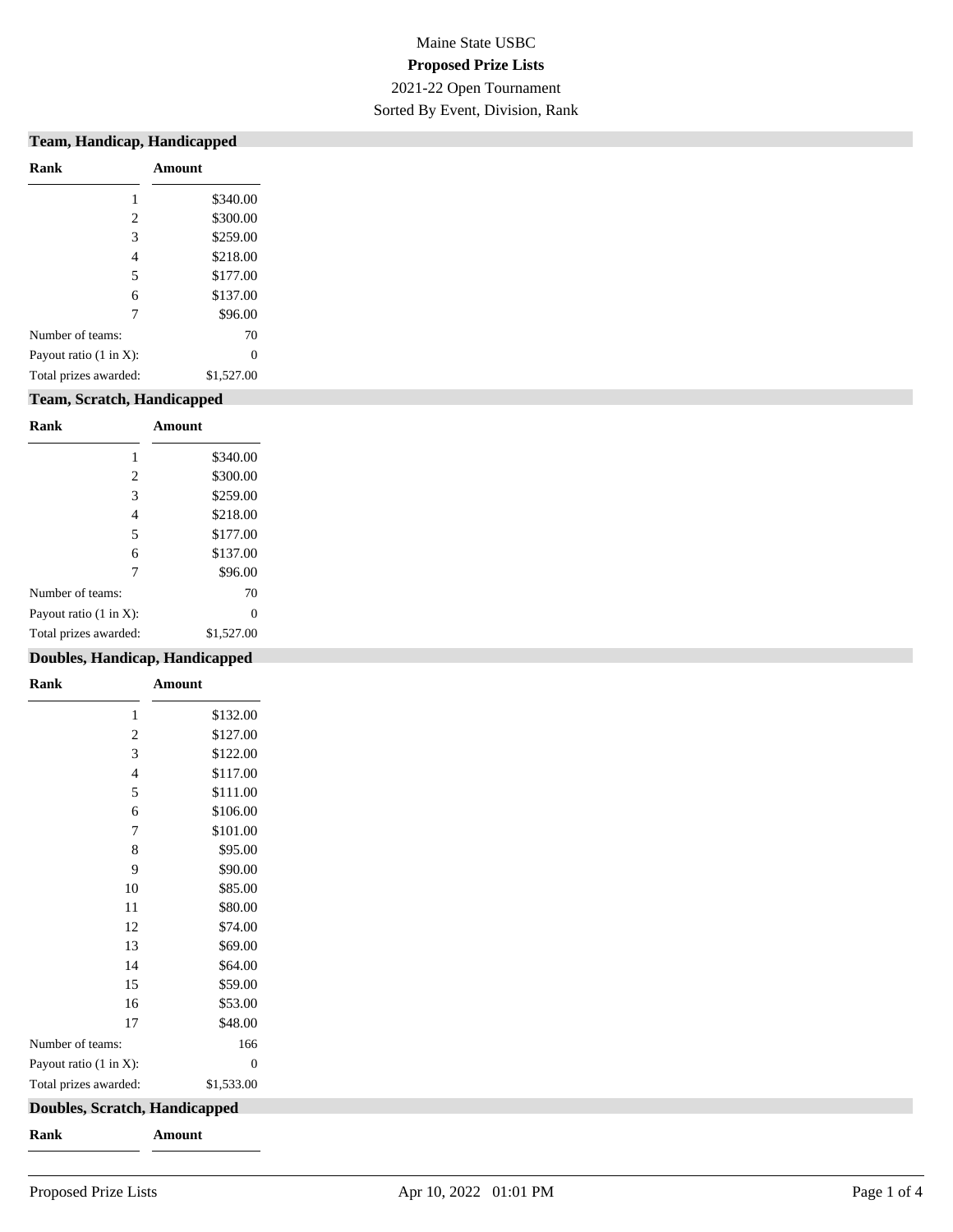Maine State USBC

**Proposed Prize Lists**

2021-22 Open Tournament

Sorted By Event, Division, Rank

## Team, Handicap, Handicapped

| Rank | Amount |
|---|---|
| 1 | $340.00 |
| 2 | $300.00 |
| 3 | $259.00 |
| 4 | $218.00 |
| 5 | $177.00 |
| 6 | $137.00 |
| 7 | $96.00 |
| Number of teams: | 70 |
| Payout ratio (1 in X): | 0 |
| Total prizes awarded: | $1,527.00 |

## Team, Scratch, Handicapped

| Rank | Amount |
|---|---|
| 1 | $340.00 |
| 2 | $300.00 |
| 3 | $259.00 |
| 4 | $218.00 |
| 5 | $177.00 |
| 6 | $137.00 |
| 7 | $96.00 |
| Number of teams: | 70 |
| Payout ratio (1 in X): | 0 |
| Total prizes awarded: | $1,527.00 |

## Doubles, Handicap, Handicapped

| Rank | Amount |
|---|---|
| 1 | $132.00 |
| 2 | $127.00 |
| 3 | $122.00 |
| 4 | $117.00 |
| 5 | $111.00 |
| 6 | $106.00 |
| 7 | $101.00 |
| 8 | $95.00 |
| 9 | $90.00 |
| 10 | $85.00 |
| 11 | $80.00 |
| 12 | $74.00 |
| 13 | $69.00 |
| 14 | $64.00 |
| 15 | $59.00 |
| 16 | $53.00 |
| 17 | $48.00 |
| Number of teams: | 166 |
| Payout ratio (1 in X): | 0 |
| Total prizes awarded: | $1,533.00 |

## Doubles, Scratch, Handicapped

| Rank | Amount |
|---|---|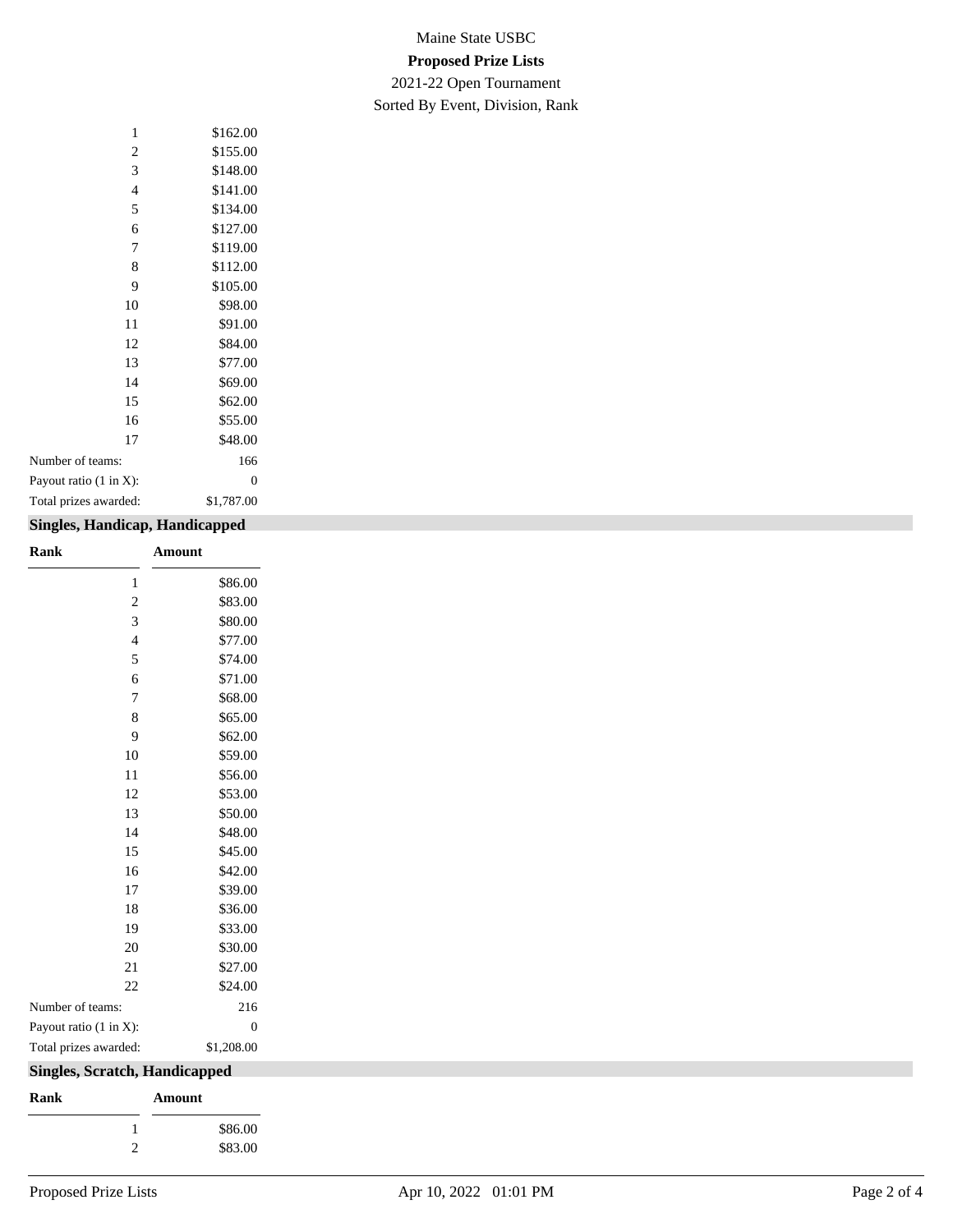| | |
|---|---|
| 1 | $162.00 |
| 2 | $155.00 |
| 3 | $148.00 |
| 4 | $141.00 |
| 5 | $134.00 |
| 6 | $127.00 |
| 7 | $119.00 |
| 8 | $112.00 |
| 9 | $105.00 |
| 10 | $98.00 |
| 11 | $91.00 |
| 12 | $84.00 |
| 13 | $77.00 |
| 14 | $69.00 |
| 15 | $62.00 |
| 16 | $55.00 |
| 17 | $48.00 |
| Number of teams: | 166 |
| Payout ratio (1 in X): | 0 |
| Total prizes awarded: | $1,787.00 |

### Singles, Handicap, Handicapped

| Rank | Amount |
|---|---|
| 1 | $86.00 |
| 2 | $83.00 |
| 3 | $80.00 |
| 4 | $77.00 |
| 5 | $74.00 |
| 6 | $71.00 |
| 7 | $68.00 |
| 8 | $65.00 |
| 9 | $62.00 |
| 10 | $59.00 |
| 11 | $56.00 |
| 12 | $53.00 |
| 13 | $50.00 |
| 14 | $48.00 |
| 15 | $45.00 |
| 16 | $42.00 |
| 17 | $39.00 |
| 18 | $36.00 |
| 19 | $33.00 |
| 20 | $30.00 |
| 21 | $27.00 |
| 22 | $24.00 |
| Number of teams: | 216 |
| Payout ratio (1 in X): | 0 |
| Total prizes awarded: | $1,208.00 |

### Singles, Scratch, Handicapped

| Rank | Amount |
|---|---|
| 1 | $86.00 |
| 2 | $83.00 |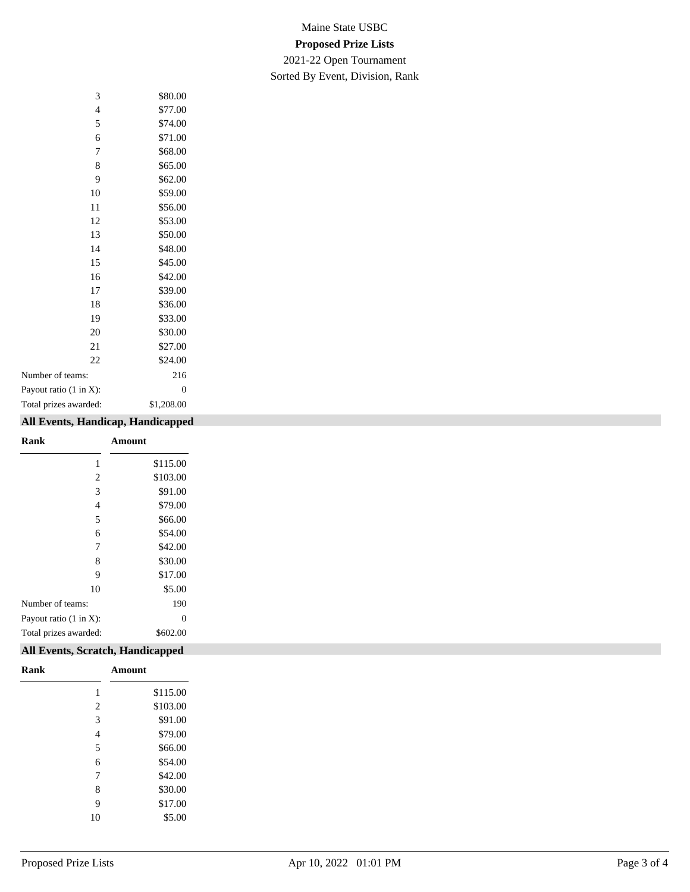| | |
|---|---|
| 3 | $80.00 |
| 4 | $77.00 |
| 5 | $74.00 |
| 6 | $71.00 |
| 7 | $68.00 |
| 8 | $65.00 |
| 9 | $62.00 |
| 10 | $59.00 |
| 11 | $56.00 |
| 12 | $53.00 |
| 13 | $50.00 |
| 14 | $48.00 |
| 15 | $45.00 |
| 16 | $42.00 |
| 17 | $39.00 |
| 18 | $36.00 |
| 19 | $33.00 |
| 20 | $30.00 |
| 21 | $27.00 |
| 22 | $24.00 |
| Number of teams: | 216 |
| Payout ratio (1 in X): | 0 |
| Total prizes awarded: | $1,208.00 |

### All Events, Handicap, Handicapped

| Rank | Amount |
|---|---|
| 1 | $115.00 |
| 2 | $103.00 |
| 3 | $91.00 |
| 4 | $79.00 |
| 5 | $66.00 |
| 6 | $54.00 |
| 7 | $42.00 |
| 8 | $30.00 |
| 9 | $17.00 |
| 10 | $5.00 |
| Number of teams: | 190 |
| Payout ratio (1 in X): | 0 |
| Total prizes awarded: | $602.00 |

### All Events, Scratch, Handicapped

| Rank | Amount |
|---|---|
| 1 | $115.00 |
| 2 | $103.00 |
| 3 | $91.00 |
| 4 | $79.00 |
| 5 | $66.00 |
| 6 | $54.00 |
| 7 | $42.00 |
| 8 | $30.00 |
| 9 | $17.00 |
| 10 | $5.00 |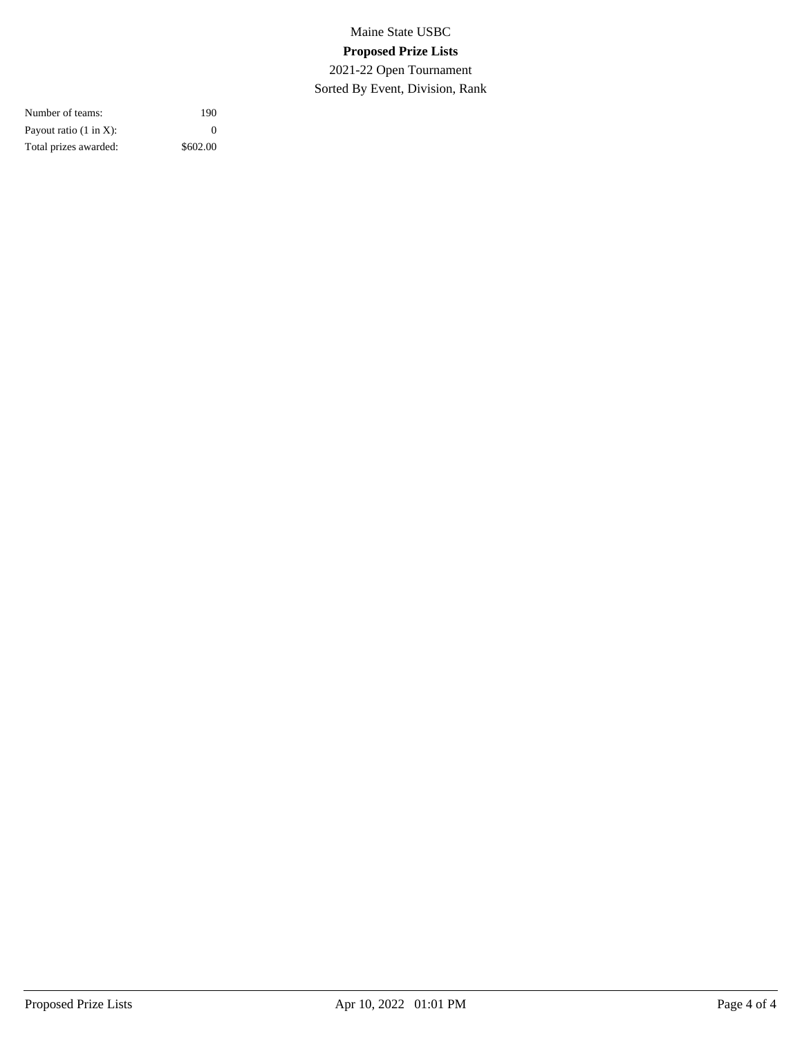Maine State USBC

**Proposed Prize Lists**

2021-22 Open Tournament

Sorted By Event, Division, Rank

| | |
|---|---|
| Number of teams: | 190 |
| Payout ratio (1 in X): | 0 |
| Total prizes awarded: | $602.00 |